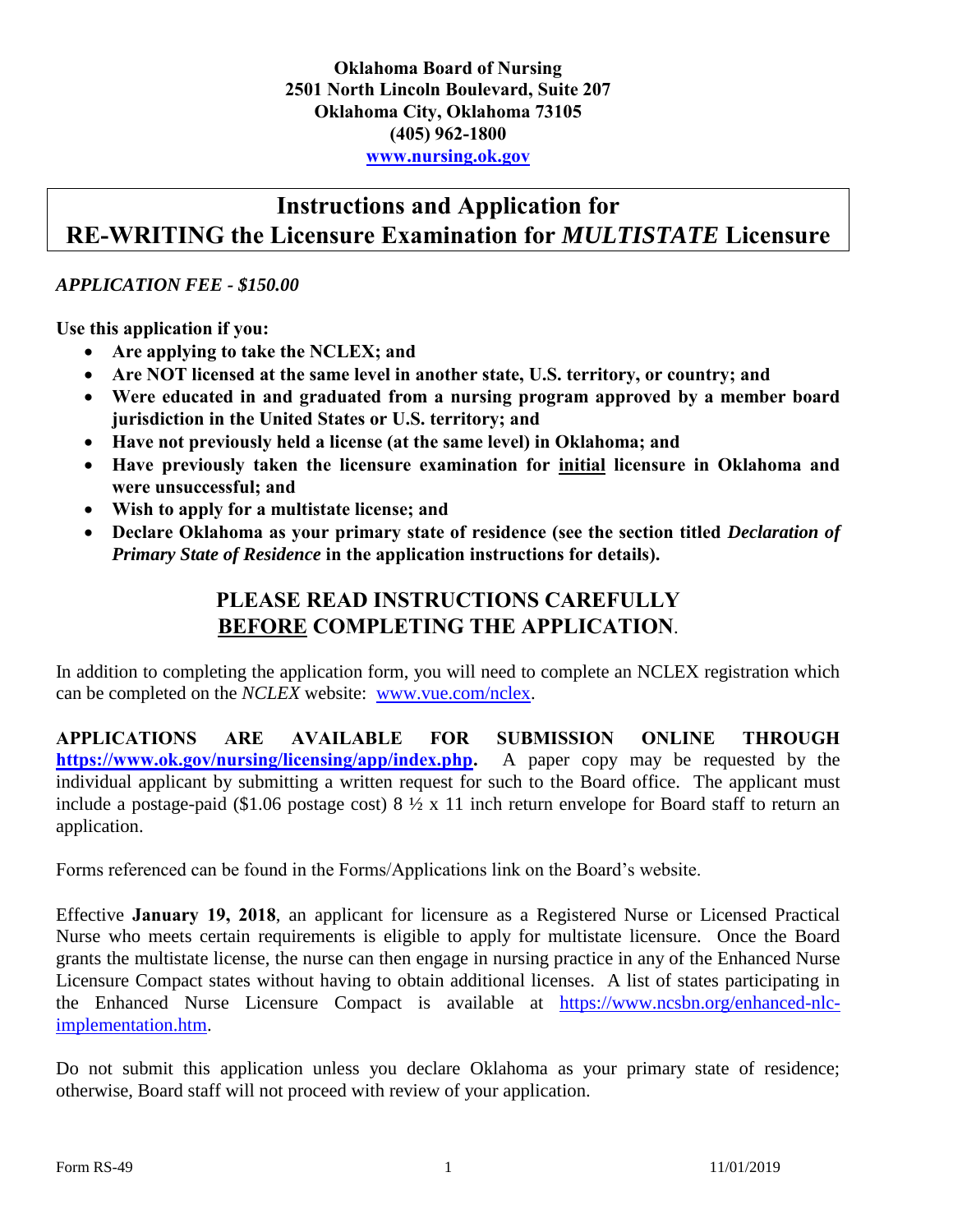**Oklahoma Board of Nursing**
**2501 North Lincoln Boulevard, Suite 207**
**Oklahoma City, Oklahoma 73105**
**(405) 962-1800**
**www.nursing.ok.gov**

# Instructions and Application for RE-WRITING the Licensure Examination for *MULTISTATE* Licensure

***APPLICATION FEE - $150.00***

**Use this application if you:**

- **Are applying to take the NCLEX; and**
- **Are NOT licensed at the same level in another state, U.S. territory, or country; and**
- **Were educated in and graduated from a nursing program approved by a member board jurisdiction in the United States or U.S. territory; and**
- **Have not previously held a license (at the same level) in Oklahoma; and**
- **Have previously taken the licensure examination for <u>initial</u> licensure in Oklahoma and were unsuccessful; and**
- **Wish to apply for a multistate license; and**
- **Declare Oklahoma as your primary state of residence (see the section titled *Declaration of Primary State of Residence* in the application instructions for details).**

## PLEASE READ INSTRUCTIONS CAREFULLY <u>BEFORE</u> COMPLETING THE APPLICATION.

In addition to completing the application form, you will need to complete an NCLEX registration which can be completed on the *NCLEX* website: www.vue.com/nclex.

**APPLICATIONS ARE AVAILABLE FOR SUBMISSION ONLINE THROUGH https://www.ok.gov/nursing/licensing/app/index.php.** A paper copy may be requested by the individual applicant by submitting a written request for such to the Board office. The applicant must include a postage-paid ($1.06 postage cost) 8 ½ x 11 inch return envelope for Board staff to return an application.

Forms referenced can be found in the Forms/Applications link on the Board's website.

Effective **January 19, 2018**, an applicant for licensure as a Registered Nurse or Licensed Practical Nurse who meets certain requirements is eligible to apply for multistate licensure. Once the Board grants the multistate license, the nurse can then engage in nursing practice in any of the Enhanced Nurse Licensure Compact states without having to obtain additional licenses. A list of states participating in the Enhanced Nurse Licensure Compact is available at https://www.ncsbn.org/enhanced-nlc-implementation.htm.

Do not submit this application unless you declare Oklahoma as your primary state of residence; otherwise, Board staff will not proceed with review of your application.

Form RS-49 11/01/2019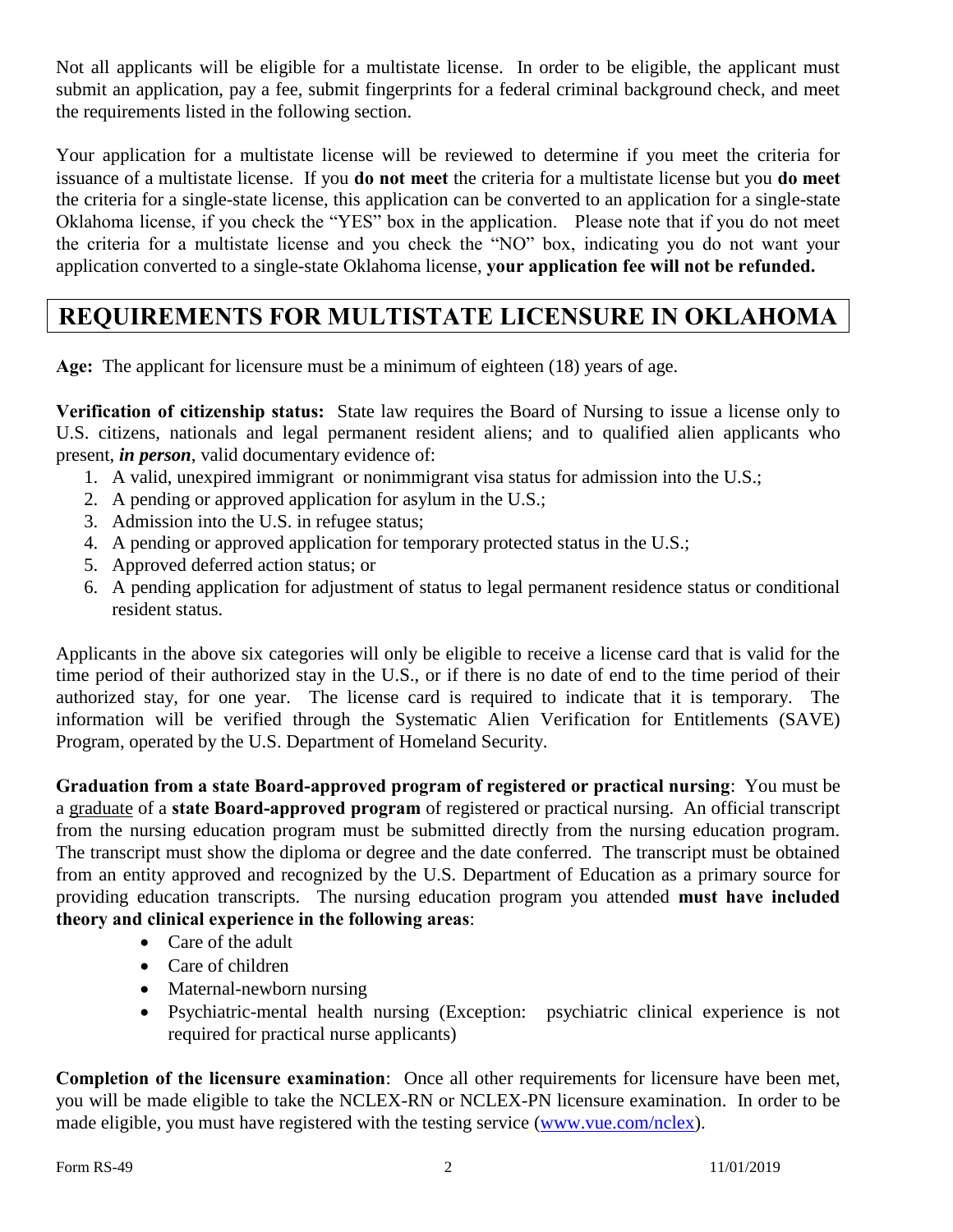Not all applicants will be eligible for a multistate license. In order to be eligible, the applicant must submit an application, pay a fee, submit fingerprints for a federal criminal background check, and meet the requirements listed in the following section.

Your application for a multistate license will be reviewed to determine if you meet the criteria for issuance of a multistate license. If you **do not meet** the criteria for a multistate license but you **do meet** the criteria for a single-state license, this application can be converted to an application for a single-state Oklahoma license, if you check the "YES" box in the application. Please note that if you do not meet the criteria for a multistate license and you check the "NO" box, indicating you do not want your application converted to a single-state Oklahoma license, **your application fee will not be refunded.**

## REQUIREMENTS FOR MULTISTATE LICENSURE IN OKLAHOMA

**Age:** The applicant for licensure must be a minimum of eighteen (18) years of age.

**Verification of citizenship status:** State law requires the Board of Nursing to issue a license only to U.S. citizens, nationals and legal permanent resident aliens; and to qualified alien applicants who present, ***in person***, valid documentary evidence of:

1. A valid, unexpired immigrant or nonimmigrant visa status for admission into the U.S.;
2. A pending or approved application for asylum in the U.S.;
3. Admission into the U.S. in refugee status;
4. A pending or approved application for temporary protected status in the U.S.;
5. Approved deferred action status; or
6. A pending application for adjustment of status to legal permanent residence status or conditional resident status.

Applicants in the above six categories will only be eligible to receive a license card that is valid for the time period of their authorized stay in the U.S., or if there is no date of end to the time period of their authorized stay, for one year. The license card is required to indicate that it is temporary. The information will be verified through the Systematic Alien Verification for Entitlements (SAVE) Program, operated by the U.S. Department of Homeland Security.

**Graduation from a state Board-approved program of registered or practical nursing**: You must be a graduate of a **state Board-approved program** of registered or practical nursing. An official transcript from the nursing education program must be submitted directly from the nursing education program. The transcript must show the diploma or degree and the date conferred. The transcript must be obtained from an entity approved and recognized by the U.S. Department of Education as a primary source for providing education transcripts. The nursing education program you attended **must have included theory and clinical experience in the following areas**:

- Care of the adult
- Care of children
- Maternal-newborn nursing
- Psychiatric-mental health nursing (Exception: psychiatric clinical experience is not required for practical nurse applicants)

**Completion of the licensure examination**: Once all other requirements for licensure have been met, you will be made eligible to take the NCLEX-RN or NCLEX-PN licensure examination. In order to be made eligible, you must have registered with the testing service (www.vue.com/nclex).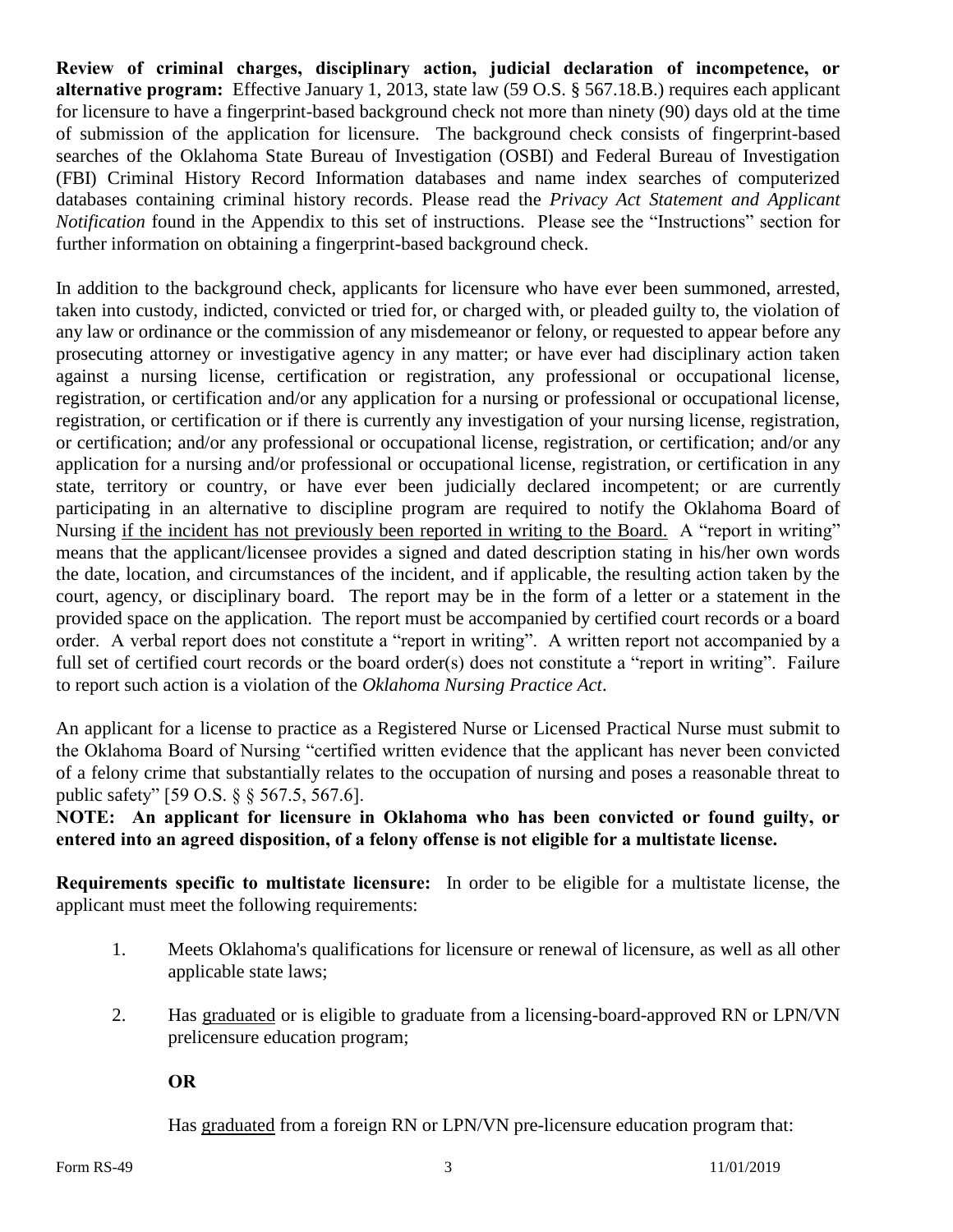**Review of criminal charges, disciplinary action, judicial declaration of incompetence, or alternative program:** Effective January 1, 2013, state law (59 O.S. § 567.18.B.) requires each applicant for licensure to have a fingerprint-based background check not more than ninety (90) days old at the time of submission of the application for licensure. The background check consists of fingerprint-based searches of the Oklahoma State Bureau of Investigation (OSBI) and Federal Bureau of Investigation (FBI) Criminal History Record Information databases and name index searches of computerized databases containing criminal history records. Please read the *Privacy Act Statement and Applicant Notification* found in the Appendix to this set of instructions. Please see the "Instructions" section for further information on obtaining a fingerprint-based background check.

In addition to the background check, applicants for licensure who have ever been summoned, arrested, taken into custody, indicted, convicted or tried for, or charged with, or pleaded guilty to, the violation of any law or ordinance or the commission of any misdemeanor or felony, or requested to appear before any prosecuting attorney or investigative agency in any matter; or have ever had disciplinary action taken against a nursing license, certification or registration, any professional or occupational license, registration, or certification and/or any application for a nursing or professional or occupational license, registration, or certification or if there is currently any investigation of your nursing license, registration, or certification; and/or any professional or occupational license, registration, or certification; and/or any application for a nursing and/or professional or occupational license, registration, or certification in any state, territory or country, or have ever been judicially declared incompetent; or are currently participating in an alternative to discipline program are required to notify the Oklahoma Board of Nursing <u>if the incident has not previously been reported in writing to the Board.</u> A "report in writing" means that the applicant/licensee provides a signed and dated description stating in his/her own words the date, location, and circumstances of the incident, and if applicable, the resulting action taken by the court, agency, or disciplinary board. The report may be in the form of a letter or a statement in the provided space on the application. The report must be accompanied by certified court records or a board order. A verbal report does not constitute a "report in writing". A written report not accompanied by a full set of certified court records or the board order(s) does not constitute a "report in writing". Failure to report such action is a violation of the *Oklahoma Nursing Practice Act*.

An applicant for a license to practice as a Registered Nurse or Licensed Practical Nurse must submit to the Oklahoma Board of Nursing "certified written evidence that the applicant has never been convicted of a felony crime that substantially relates to the occupation of nursing and poses a reasonable threat to public safety" [59 O.S. § § 567.5, 567.6].

**NOTE: An applicant for licensure in Oklahoma who has been convicted or found guilty, or entered into an agreed disposition, of a felony offense is not eligible for a multistate license.**

**Requirements specific to multistate licensure:** In order to be eligible for a multistate license, the applicant must meet the following requirements:

1. Meets Oklahoma's qualifications for licensure or renewal of licensure, as well as all other applicable state laws;

2. Has <u>graduated</u> or is eligible to graduate from a licensing-board-approved RN or LPN/VN prelicensure education program;

   **OR**

   Has <u>graduated</u> from a foreign RN or LPN/VN pre-licensure education program that: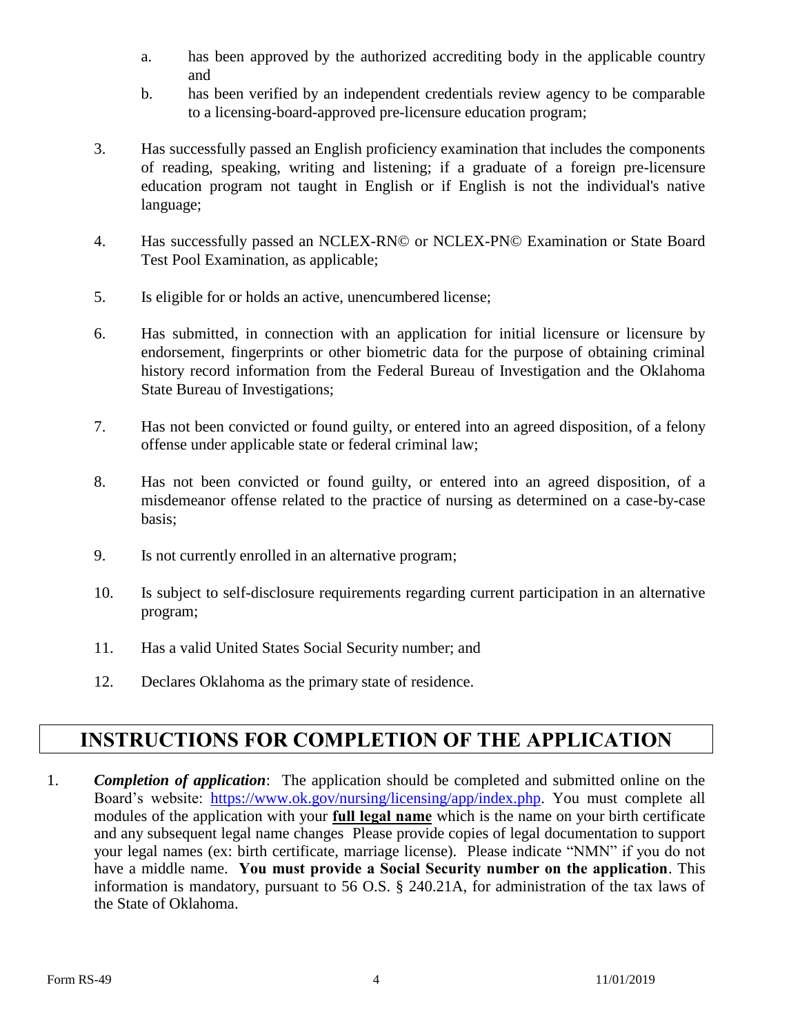a. has been approved by the authorized accrediting body in the applicable country and
   b. has been verified by an independent credentials review agency to be comparable to a licensing-board-approved pre-licensure education program;

3. Has successfully passed an English proficiency examination that includes the components of reading, speaking, writing and listening; if a graduate of a foreign pre-licensure education program not taught in English or if English is not the individual's native language;

4. Has successfully passed an NCLEX-RN© or NCLEX-PN© Examination or State Board Test Pool Examination, as applicable;

5. Is eligible for or holds an active, unencumbered license;

6. Has submitted, in connection with an application for initial licensure or licensure by endorsement, fingerprints or other biometric data for the purpose of obtaining criminal history record information from the Federal Bureau of Investigation and the Oklahoma State Bureau of Investigations;

7. Has not been convicted or found guilty, or entered into an agreed disposition, of a felony offense under applicable state or federal criminal law;

8. Has not been convicted or found guilty, or entered into an agreed disposition, of a misdemeanor offense related to the practice of nursing as determined on a case-by-case basis;

9. Is not currently enrolled in an alternative program;

10. Is subject to self-disclosure requirements regarding current participation in an alternative program;

11. Has a valid United States Social Security number; and

12. Declares Oklahoma as the primary state of residence.

## INSTRUCTIONS FOR COMPLETION OF THE APPLICATION

1. ***Completion of application***: The application should be completed and submitted online on the Board's website: https://www.ok.gov/nursing/licensing/app/index.php. You must complete all modules of the application with your **full legal name** which is the name on your birth certificate and any subsequent legal name changes Please provide copies of legal documentation to support your legal names (ex: birth certificate, marriage license). Please indicate "NMN" if you do not have a middle name. **You must provide a Social Security number on the application**. This information is mandatory, pursuant to 56 O.S. § 240.21A, for administration of the tax laws of the State of Oklahoma.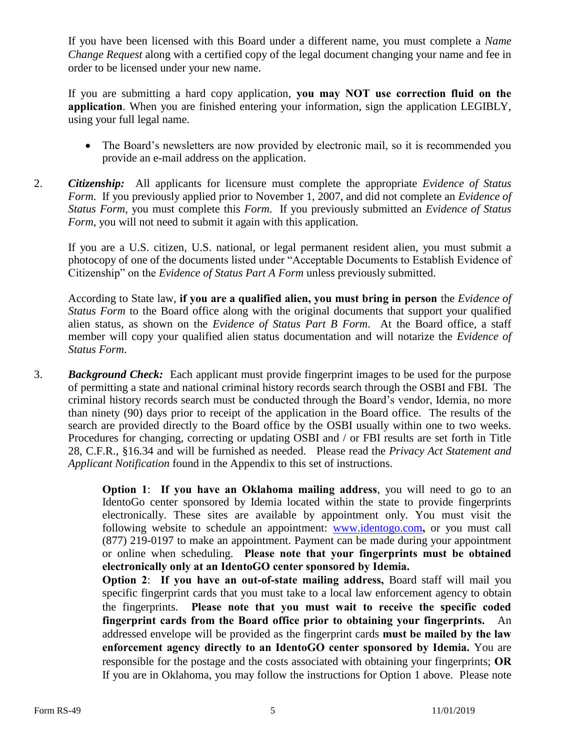If you have been licensed with this Board under a different name, you must complete a *Name Change Request* along with a certified copy of the legal document changing your name and fee in order to be licensed under your new name.

If you are submitting a hard copy application, **you may NOT use correction fluid on the application**. When you are finished entering your information, sign the application LEGIBLY, using your full legal name.

- The Board's newsletters are now provided by electronic mail, so it is recommended you provide an e-mail address on the application.

2. ***Citizenship:*** All applicants for licensure must complete the appropriate *Evidence of Status Form*. If you previously applied prior to November 1, 2007, and did not complete an *Evidence of Status Form*, you must complete this *Form*. If you previously submitted an *Evidence of Status Form*, you will not need to submit it again with this application.

   If you are a U.S. citizen, U.S. national, or legal permanent resident alien, you must submit a photocopy of one of the documents listed under "Acceptable Documents to Establish Evidence of Citizenship" on the *Evidence of Status Part A Form* unless previously submitted.

   According to State law, **if you are a qualified alien, you must bring in person** the *Evidence of Status Form* to the Board office along with the original documents that support your qualified alien status, as shown on the *Evidence of Status Part B Form*. At the Board office, a staff member will copy your qualified alien status documentation and will notarize the *Evidence of Status Form*.

3. ***Background Check:*** Each applicant must provide fingerprint images to be used for the purpose of permitting a state and national criminal history records search through the OSBI and FBI. The criminal history records search must be conducted through the Board's vendor, Idemia, no more than ninety (90) days prior to receipt of the application in the Board office. The results of the search are provided directly to the Board office by the OSBI usually within one to two weeks. Procedures for changing, correcting or updating OSBI and / or FBI results are set forth in Title 28, C.F.R., §16.34 and will be furnished as needed. Please read the *Privacy Act Statement and Applicant Notification* found in the Appendix to this set of instructions.

   **Option 1**: **If you have an Oklahoma mailing address**, you will need to go to an IdentoGo center sponsored by Idemia located within the state to provide fingerprints electronically. These sites are available by appointment only. You must visit the following website to schedule an appointment: www.identogo.com**,** or you must call (877) 219-0197 to make an appointment. Payment can be made during your appointment or online when scheduling. **Please note that your fingerprints must be obtained electronically only at an IdentoGO center sponsored by Idemia.**

   **Option 2**: **If you have an out-of-state mailing address,** Board staff will mail you specific fingerprint cards that you must take to a local law enforcement agency to obtain the fingerprints. **Please note that you must wait to receive the specific coded fingerprint cards from the Board office prior to obtaining your fingerprints.** An addressed envelope will be provided as the fingerprint cards **must be mailed by the law enforcement agency directly to an IdentoGO center sponsored by Idemia.** You are responsible for the postage and the costs associated with obtaining your fingerprints; **OR** If you are in Oklahoma, you may follow the instructions for Option 1 above. Please note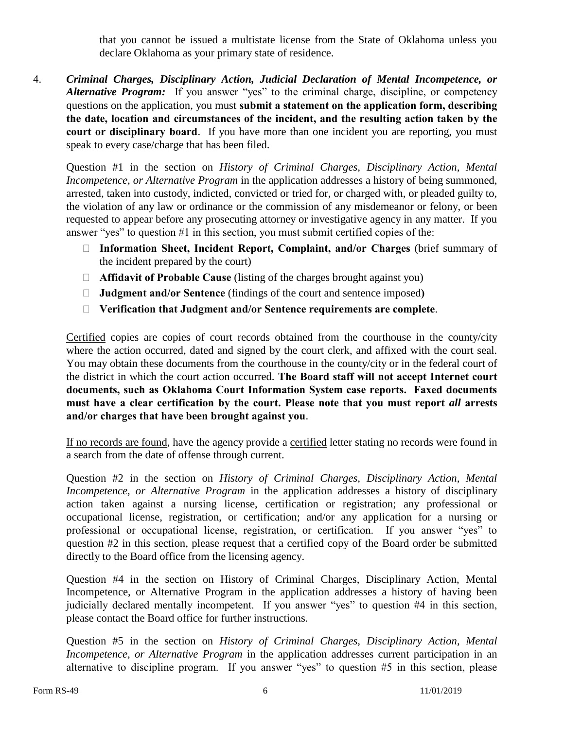that you cannot be issued a multistate license from the State of Oklahoma unless you declare Oklahoma as your primary state of residence.

4. ***Criminal Charges, Disciplinary Action, Judicial Declaration of Mental Incompetence, or Alternative Program:*** If you answer "yes" to the criminal charge, discipline, or competency questions on the application, you must **submit a statement on the application form, describing the date, location and circumstances of the incident, and the resulting action taken by the court or disciplinary board**. If you have more than one incident you are reporting, you must speak to every case/charge that has been filed.

   Question #1 in the section on *History of Criminal Charges, Disciplinary Action, Mental Incompetence, or Alternative Program* in the application addresses a history of being summoned, arrested, taken into custody, indicted, convicted or tried for, or charged with, or pleaded guilty to, the violation of any law or ordinance or the commission of any misdemeanor or felony, or been requested to appear before any prosecuting attorney or investigative agency in any matter. If you answer "yes" to question #1 in this section, you must submit certified copies of the:

   - **Information Sheet, Incident Report, Complaint, and/or Charges** (brief summary of the incident prepared by the court)
   - **Affidavit of Probable Cause** (listing of the charges brought against you)
   - **Judgment and/or Sentence** (findings of the court and sentence imposed**)**
   - **Verification that Judgment and/or Sentence requirements are complete**.

   Certified copies are copies of court records obtained from the courthouse in the county/city where the action occurred, dated and signed by the court clerk, and affixed with the court seal. You may obtain these documents from the courthouse in the county/city or in the federal court of the district in which the court action occurred. **The Board staff will not accept Internet court documents, such as Oklahoma Court Information System case reports. Faxed documents must have a clear certification by the court. Please note that you must report *all* arrests and/or charges that have been brought against you**.

   If no records are found, have the agency provide a certified letter stating no records were found in a search from the date of offense through current.

   Question #2 in the section on *History of Criminal Charges, Disciplinary Action, Mental Incompetence, or Alternative Program* in the application addresses a history of disciplinary action taken against a nursing license, certification or registration; any professional or occupational license, registration, or certification; and/or any application for a nursing or professional or occupational license, registration, or certification. If you answer "yes" to question #2 in this section, please request that a certified copy of the Board order be submitted directly to the Board office from the licensing agency.

   Question #4 in the section on History of Criminal Charges, Disciplinary Action, Mental Incompetence, or Alternative Program in the application addresses a history of having been judicially declared mentally incompetent. If you answer "yes" to question #4 in this section, please contact the Board office for further instructions.

   Question #5 in the section on *History of Criminal Charges, Disciplinary Action, Mental Incompetence, or Alternative Program* in the application addresses current participation in an alternative to discipline program. If you answer "yes" to question #5 in this section, please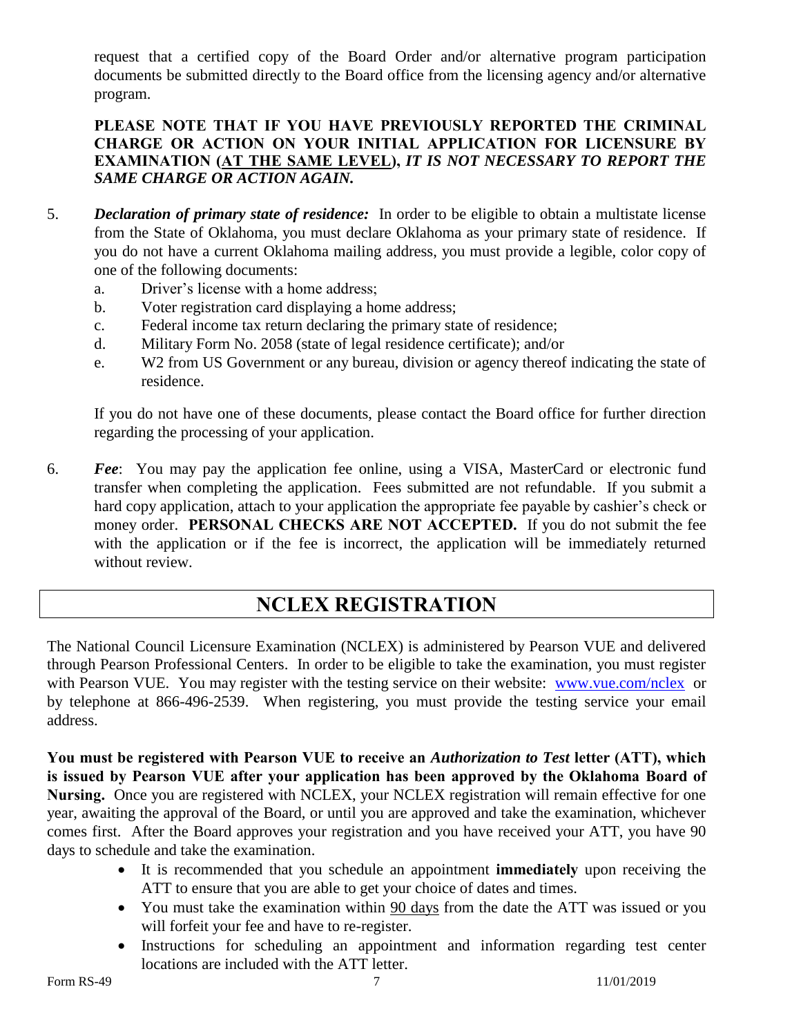request that a certified copy of the Board Order and/or alternative program participation documents be submitted directly to the Board office from the licensing agency and/or alternative program.

**PLEASE NOTE THAT IF YOU HAVE PREVIOUSLY REPORTED THE CRIMINAL CHARGE OR ACTION ON YOUR INITIAL APPLICATION FOR LICENSURE BY EXAMINATION (<u>AT THE SAME LEVEL</u>), *IT IS NOT NECESSARY TO REPORT THE SAME CHARGE OR ACTION AGAIN.***

5. ***Declaration of primary state of residence:*** In order to be eligible to obtain a multistate license from the State of Oklahoma, you must declare Oklahoma as your primary state of residence. If you do not have a current Oklahoma mailing address, you must provide a legible, color copy of one of the following documents:
   a. Driver's license with a home address;
   b. Voter registration card displaying a home address;
   c. Federal income tax return declaring the primary state of residence;
   d. Military Form No. 2058 (state of legal residence certificate); and/or
   e. W2 from US Government or any bureau, division or agency thereof indicating the state of residence.

   If you do not have one of these documents, please contact the Board office for further direction regarding the processing of your application.

6. ***Fee***: You may pay the application fee online, using a VISA, MasterCard or electronic fund transfer when completing the application. Fees submitted are not refundable. If you submit a hard copy application, attach to your application the appropriate fee payable by cashier's check or money order. **PERSONAL CHECKS ARE NOT ACCEPTED.** If you do not submit the fee with the application or if the fee is incorrect, the application will be immediately returned without review.

## NCLEX REGISTRATION

The National Council Licensure Examination (NCLEX) is administered by Pearson VUE and delivered through Pearson Professional Centers. In order to be eligible to take the examination, you must register with Pearson VUE. You may register with the testing service on their website: www.vue.com/nclex or by telephone at 866-496-2539. When registering, you must provide the testing service your email address.

**You must be registered with Pearson VUE to receive an *Authorization to Test* letter (ATT), which is issued by Pearson VUE after your application has been approved by the Oklahoma Board of Nursing.** Once you are registered with NCLEX, your NCLEX registration will remain effective for one year, awaiting the approval of the Board, or until you are approved and take the examination, whichever comes first. After the Board approves your registration and you have received your ATT, you have 90 days to schedule and take the examination.

- It is recommended that you schedule an appointment **immediately** upon receiving the ATT to ensure that you are able to get your choice of dates and times.
- You must take the examination within <u>90 days</u> from the date the ATT was issued or you will forfeit your fee and have to re-register.
- Instructions for scheduling an appointment and information regarding test center locations are included with the ATT letter.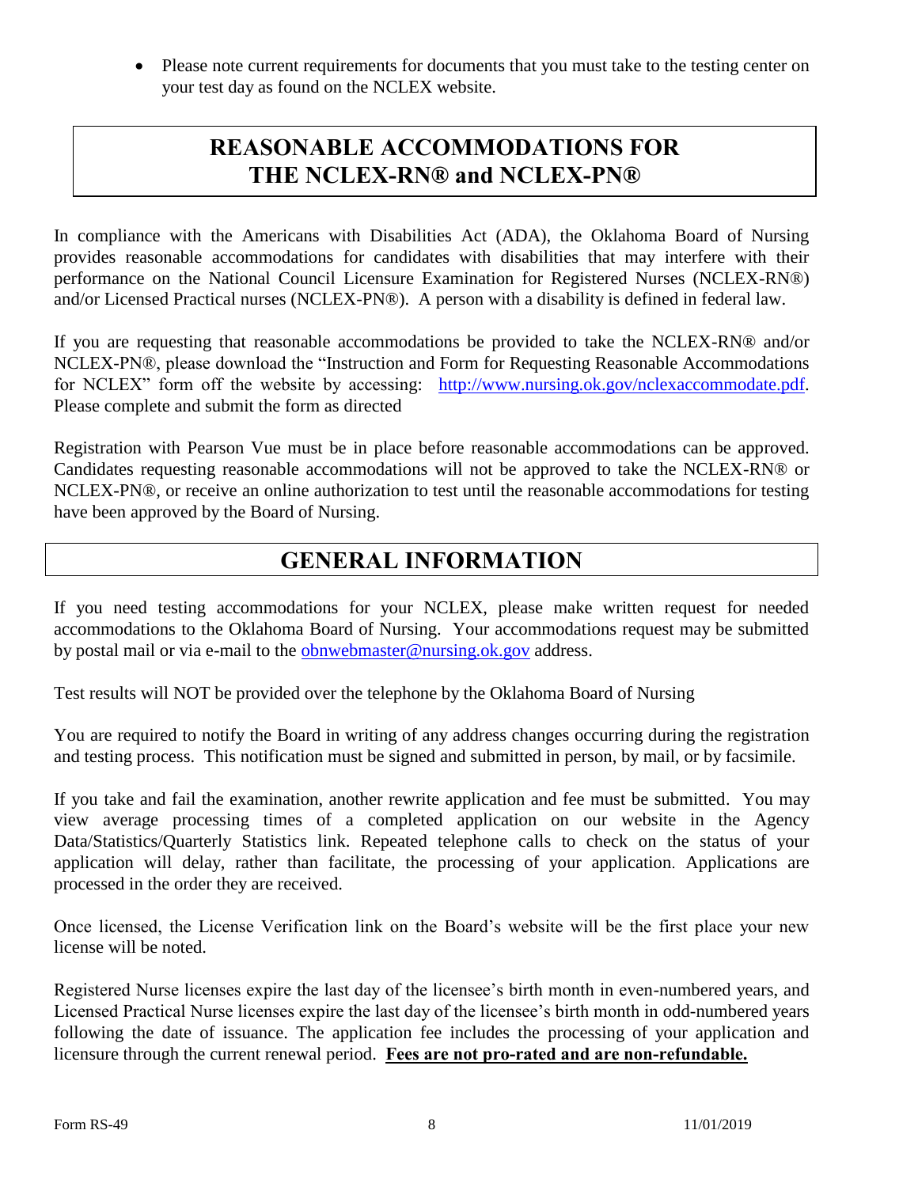- Please note current requirements for documents that you must take to the testing center on your test day as found on the NCLEX website.

## REASONABLE ACCOMMODATIONS FOR THE NCLEX-RN® and NCLEX-PN®

In compliance with the Americans with Disabilities Act (ADA), the Oklahoma Board of Nursing provides reasonable accommodations for candidates with disabilities that may interfere with their performance on the National Council Licensure Examination for Registered Nurses (NCLEX-RN®) and/or Licensed Practical nurses (NCLEX-PN®). A person with a disability is defined in federal law.

If you are requesting that reasonable accommodations be provided to take the NCLEX-RN® and/or NCLEX-PN®, please download the "Instruction and Form for Requesting Reasonable Accommodations for NCLEX" form off the website by accessing: http://www.nursing.ok.gov/nclexaccommodate.pdf. Please complete and submit the form as directed

Registration with Pearson Vue must be in place before reasonable accommodations can be approved. Candidates requesting reasonable accommodations will not be approved to take the NCLEX-RN® or NCLEX-PN®, or receive an online authorization to test until the reasonable accommodations for testing have been approved by the Board of Nursing.

## GENERAL INFORMATION

If you need testing accommodations for your NCLEX, please make written request for needed accommodations to the Oklahoma Board of Nursing. Your accommodations request may be submitted by postal mail or via e-mail to the obnwebmaster@nursing.ok.gov address.

Test results will NOT be provided over the telephone by the Oklahoma Board of Nursing

You are required to notify the Board in writing of any address changes occurring during the registration and testing process. This notification must be signed and submitted in person, by mail, or by facsimile.

If you take and fail the examination, another rewrite application and fee must be submitted. You may view average processing times of a completed application on our website in the Agency Data/Statistics/Quarterly Statistics link. Repeated telephone calls to check on the status of your application will delay, rather than facilitate, the processing of your application. Applications are processed in the order they are received.

Once licensed, the License Verification link on the Board's website will be the first place your new license will be noted.

Registered Nurse licenses expire the last day of the licensee's birth month in even-numbered years, and Licensed Practical Nurse licenses expire the last day of the licensee's birth month in odd-numbered years following the date of issuance. The application fee includes the processing of your application and licensure through the current renewal period. **Fees are not pro-rated and are non-refundable.**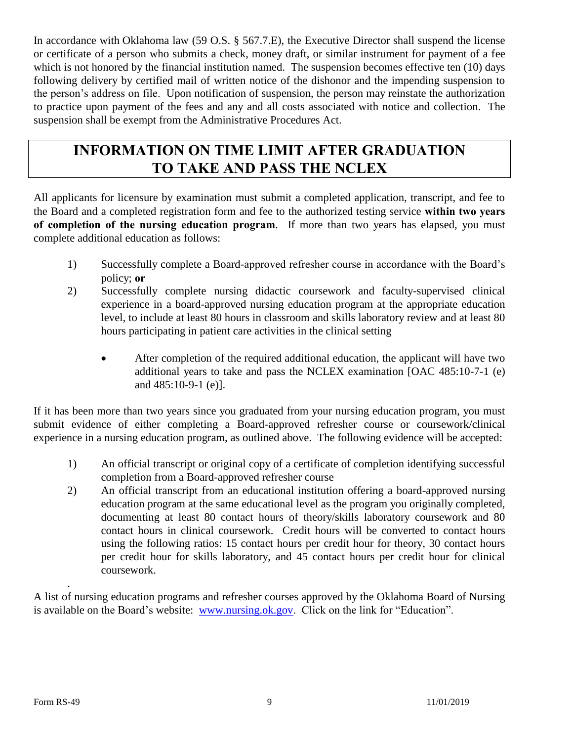In accordance with Oklahoma law (59 O.S. § 567.7.E), the Executive Director shall suspend the license or certificate of a person who submits a check, money draft, or similar instrument for payment of a fee which is not honored by the financial institution named. The suspension becomes effective ten (10) days following delivery by certified mail of written notice of the dishonor and the impending suspension to the person's address on file. Upon notification of suspension, the person may reinstate the authorization to practice upon payment of the fees and any and all costs associated with notice and collection. The suspension shall be exempt from the Administrative Procedures Act.

## INFORMATION ON TIME LIMIT AFTER GRADUATION TO TAKE AND PASS THE NCLEX

All applicants for licensure by examination must submit a completed application, transcript, and fee to the Board and a completed registration form and fee to the authorized testing service **within two years of completion of the nursing education program**. If more than two years has elapsed, you must complete additional education as follows:

1) Successfully complete a Board-approved refresher course in accordance with the Board's policy; **or**
2) Successfully complete nursing didactic coursework and faculty-supervised clinical experience in a board-approved nursing education program at the appropriate education level, to include at least 80 hours in classroom and skills laboratory review and at least 80 hours participating in patient care activities in the clinical setting
   - After completion of the required additional education, the applicant will have two additional years to take and pass the NCLEX examination [OAC 485:10-7-1 (e) and 485:10-9-1 (e)].

If it has been more than two years since you graduated from your nursing education program, you must submit evidence of either completing a Board-approved refresher course or coursework/clinical experience in a nursing education program, as outlined above. The following evidence will be accepted:

1) An official transcript or original copy of a certificate of completion identifying successful completion from a Board-approved refresher course
2) An official transcript from an educational institution offering a board-approved nursing education program at the same educational level as the program you originally completed, documenting at least 80 contact hours of theory/skills laboratory coursework and 80 contact hours in clinical coursework. Credit hours will be converted to contact hours using the following ratios: 15 contact hours per credit hour for theory, 30 contact hours per credit hour for skills laboratory, and 45 contact hours per credit hour for clinical coursework.

A list of nursing education programs and refresher courses approved by the Oklahoma Board of Nursing is available on the Board's website: www.nursing.ok.gov. Click on the link for "Education".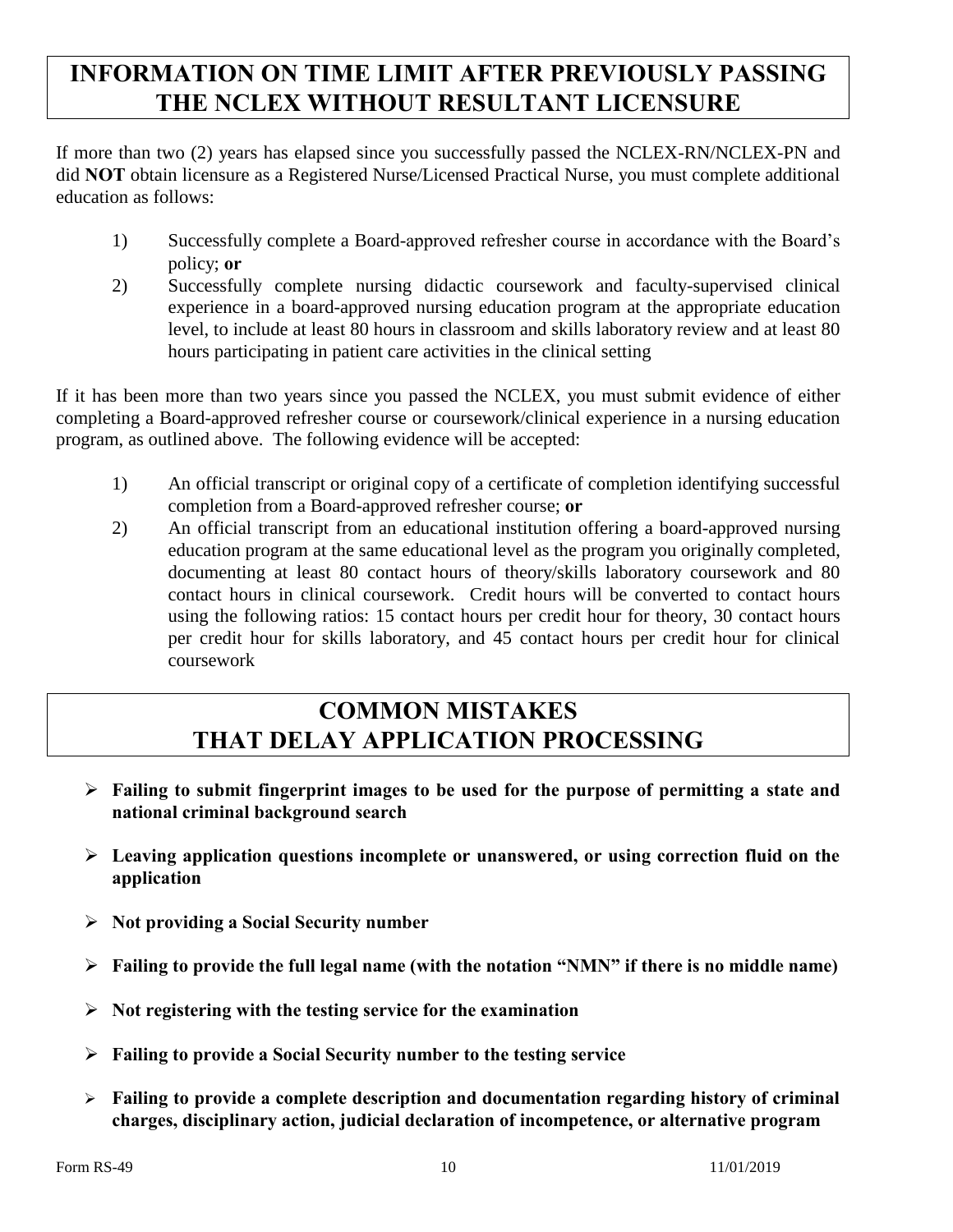## INFORMATION ON TIME LIMIT AFTER PREVIOUSLY PASSING THE NCLEX WITHOUT RESULTANT LICENSURE

If more than two (2) years has elapsed since you successfully passed the NCLEX-RN/NCLEX-PN and did **NOT** obtain licensure as a Registered Nurse/Licensed Practical Nurse, you must complete additional education as follows:

1) Successfully complete a Board-approved refresher course in accordance with the Board's policy; **or**
2) Successfully complete nursing didactic coursework and faculty-supervised clinical experience in a board-approved nursing education program at the appropriate education level, to include at least 80 hours in classroom and skills laboratory review and at least 80 hours participating in patient care activities in the clinical setting

If it has been more than two years since you passed the NCLEX, you must submit evidence of either completing a Board-approved refresher course or coursework/clinical experience in a nursing education program, as outlined above. The following evidence will be accepted:

1) An official transcript or original copy of a certificate of completion identifying successful completion from a Board-approved refresher course; **or**
2) An official transcript from an educational institution offering a board-approved nursing education program at the same educational level as the program you originally completed, documenting at least 80 contact hours of theory/skills laboratory coursework and 80 contact hours in clinical coursework. Credit hours will be converted to contact hours using the following ratios: 15 contact hours per credit hour for theory, 30 contact hours per credit hour for skills laboratory, and 45 contact hours per credit hour for clinical coursework

## COMMON MISTAKES THAT DELAY APPLICATION PROCESSING

- **Failing to submit fingerprint images to be used for the purpose of permitting a state and national criminal background search**
- **Leaving application questions incomplete or unanswered, or using correction fluid on the application**
- **Not providing a Social Security number**
- **Failing to provide the full legal name (with the notation "NMN" if there is no middle name)**
- **Not registering with the testing service for the examination**
- **Failing to provide a Social Security number to the testing service**
- **Failing to provide a complete description and documentation regarding history of criminal charges, disciplinary action, judicial declaration of incompetence, or alternative program**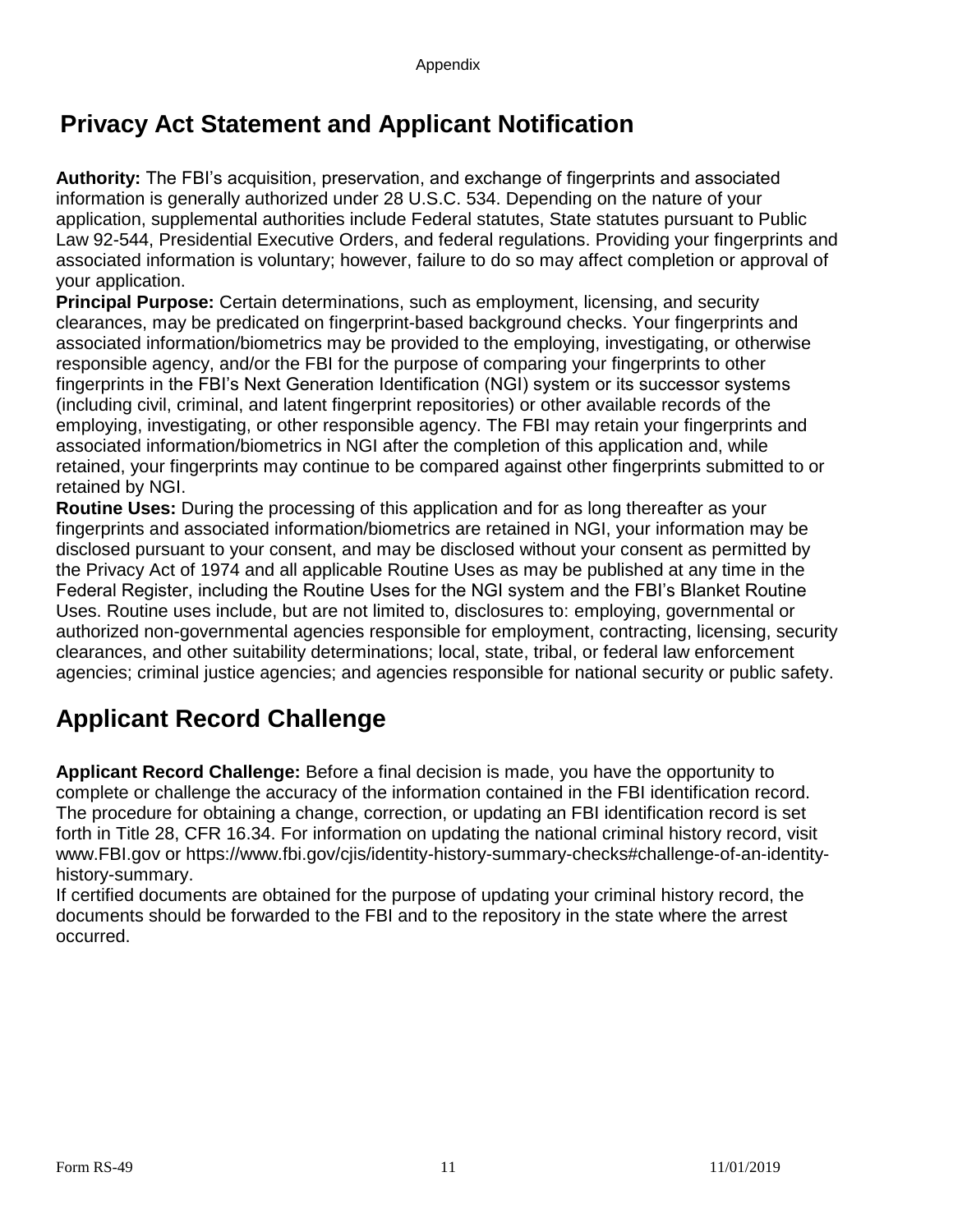# Privacy Act Statement and Applicant Notification

**Authority:** The FBI's acquisition, preservation, and exchange of fingerprints and associated information is generally authorized under 28 U.S.C. 534. Depending on the nature of your application, supplemental authorities include Federal statutes, State statutes pursuant to Public Law 92-544, Presidential Executive Orders, and federal regulations. Providing your fingerprints and associated information is voluntary; however, failure to do so may affect completion or approval of your application.

**Principal Purpose:** Certain determinations, such as employment, licensing, and security clearances, may be predicated on fingerprint-based background checks. Your fingerprints and associated information/biometrics may be provided to the employing, investigating, or otherwise responsible agency, and/or the FBI for the purpose of comparing your fingerprints to other fingerprints in the FBI's Next Generation Identification (NGI) system or its successor systems (including civil, criminal, and latent fingerprint repositories) or other available records of the employing, investigating, or other responsible agency. The FBI may retain your fingerprints and associated information/biometrics in NGI after the completion of this application and, while retained, your fingerprints may continue to be compared against other fingerprints submitted to or retained by NGI.

**Routine Uses:** During the processing of this application and for as long thereafter as your fingerprints and associated information/biometrics are retained in NGI, your information may be disclosed pursuant to your consent, and may be disclosed without your consent as permitted by the Privacy Act of 1974 and all applicable Routine Uses as may be published at any time in the Federal Register, including the Routine Uses for the NGI system and the FBI's Blanket Routine Uses. Routine uses include, but are not limited to, disclosures to: employing, governmental or authorized non-governmental agencies responsible for employment, contracting, licensing, security clearances, and other suitability determinations; local, state, tribal, or federal law enforcement agencies; criminal justice agencies; and agencies responsible for national security or public safety.

# Applicant Record Challenge

**Applicant Record Challenge:** Before a final decision is made, you have the opportunity to complete or challenge the accuracy of the information contained in the FBI identification record. The procedure for obtaining a change, correction, or updating an FBI identification record is set forth in Title 28, CFR 16.34. For information on updating the national criminal history record, visit www.FBI.gov or https://www.fbi.gov/cjis/identity-history-summary-checks#challenge-of-an-identity-history-summary.

If certified documents are obtained for the purpose of updating your criminal history record, the documents should be forwarded to the FBI and to the repository in the state where the arrest occurred.